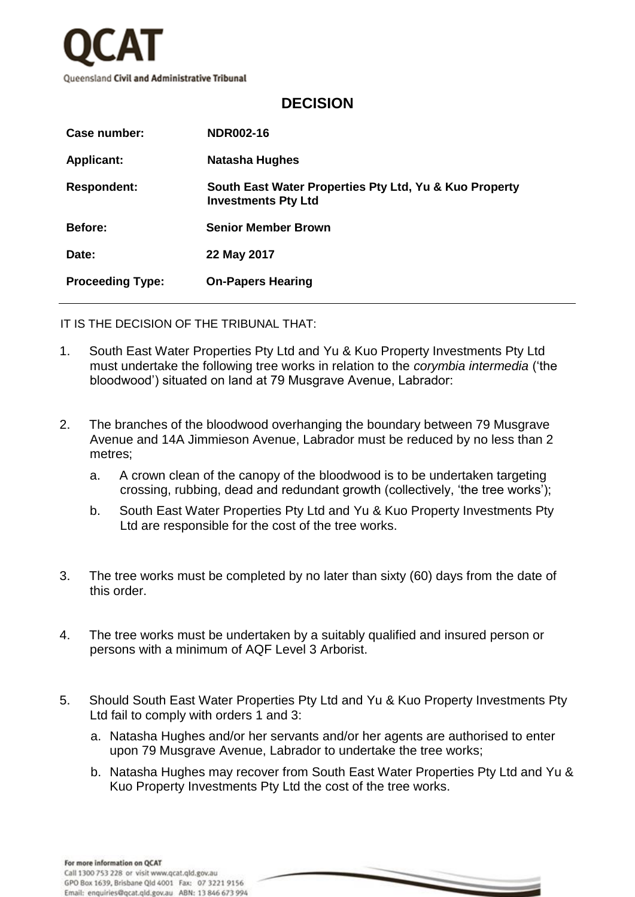QCAT

Queensland Civil and Administrative Tribunal

# DECISION

| | |
|---|---|
| **Case number:** | **NDR002-16** |
| **Applicant:** | **Natasha Hughes** |
| **Respondent:** | **South East Water Properties Pty Ltd, Yu & Kuo Property Investments Pty Ltd** |
| **Before:** | **Senior Member Brown** |
| **Date:** | **22 May 2017** |
| **Proceeding Type:** | **On-Papers Hearing** |

IT IS THE DECISION OF THE TRIBUNAL THAT:

1. South East Water Properties Pty Ltd and Yu & Kuo Property Investments Pty Ltd must undertake the following tree works in relation to the *corymbia intermedia* ('the bloodwood') situated on land at 79 Musgrave Avenue, Labrador:

2. The branches of the bloodwood overhanging the boundary between 79 Musgrave Avenue and 14A Jimmieson Avenue, Labrador must be reduced by no less than 2 metres;

   a. A crown clean of the canopy of the bloodwood is to be undertaken targeting crossing, rubbing, dead and redundant growth (collectively, 'the tree works');

   b. South East Water Properties Pty Ltd and Yu & Kuo Property Investments Pty Ltd are responsible for the cost of the tree works.

3. The tree works must be completed by no later than sixty (60) days from the date of this order.

4. The tree works must be undertaken by a suitably qualified and insured person or persons with a minimum of AQF Level 3 Arborist.

5. Should South East Water Properties Pty Ltd and Yu & Kuo Property Investments Pty Ltd fail to comply with orders 1 and 3:

   a. Natasha Hughes and/or her servants and/or her agents are authorised to enter upon 79 Musgrave Avenue, Labrador to undertake the tree works;

   b. Natasha Hughes may recover from South East Water Properties Pty Ltd and Yu & Kuo Property Investments Pty Ltd the cost of the tree works.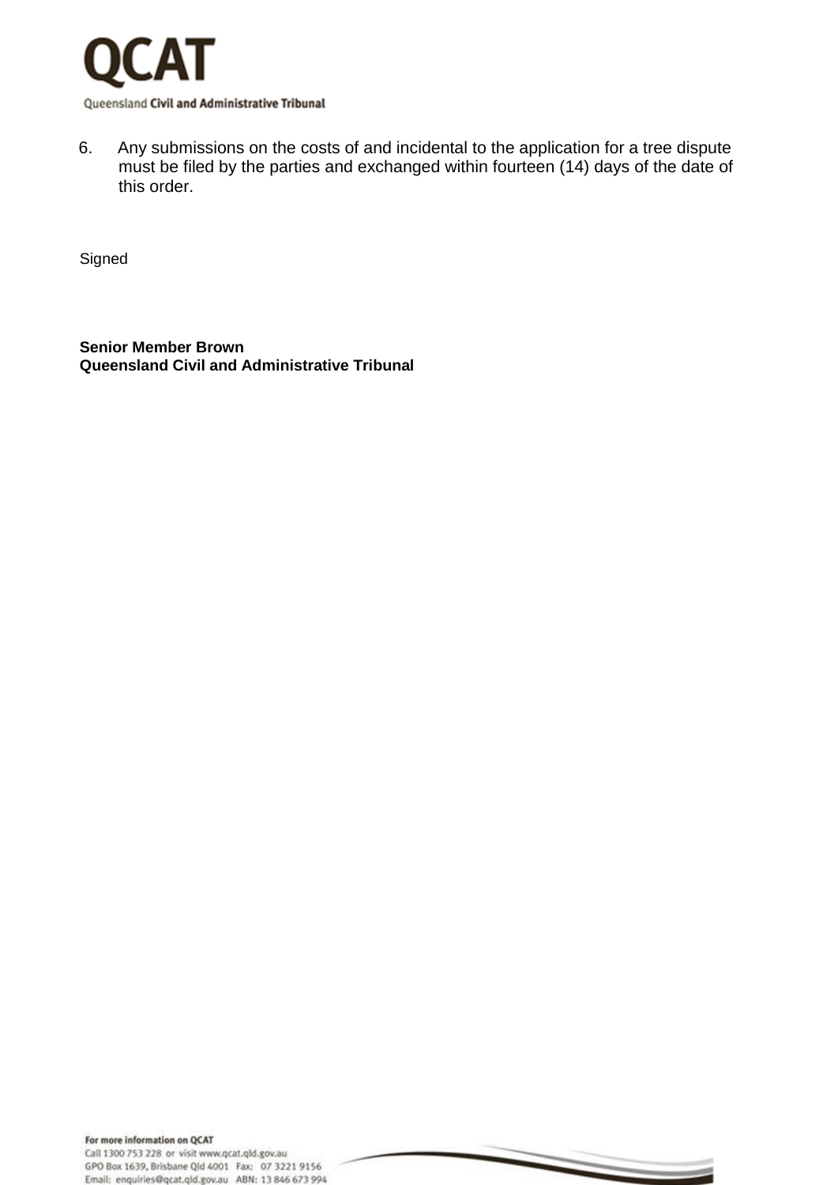6. Any submissions on the costs of and incidental to the application for a tree dispute must be filed by the parties and exchanged within fourteen (14) days of the date of this order.

Signed

**Senior Member Brown**
**Queensland Civil and Administrative Tribunal**